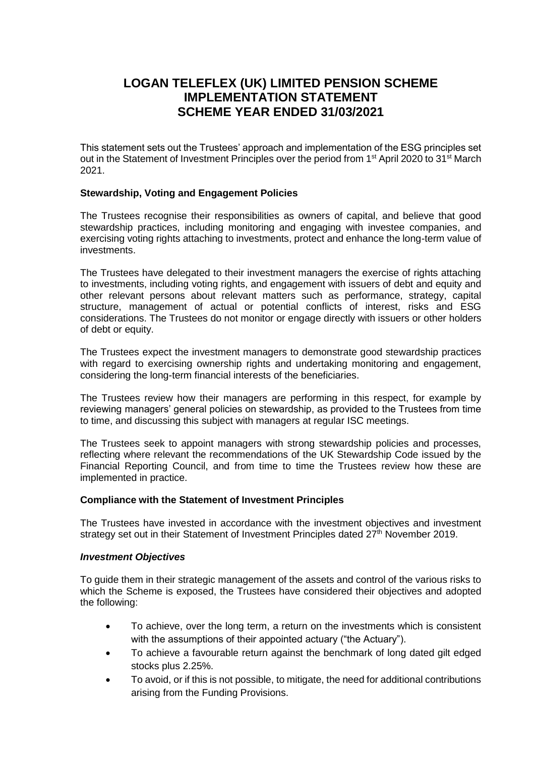# LOGAN TELEFLEX (UK) LIMITED PENSION SCHEME IMPLEMENTATION STATEMENT SCHEME YEAR ENDED 31/03/2021

This statement sets out the Trustees' approach and implementation of the ESG principles set out in the Statement of Investment Principles over the period from 1st April 2020 to 31st March 2021.

**Stewardship, Voting and Engagement Policies**

The Trustees recognise their responsibilities as owners of capital, and believe that good stewardship practices, including monitoring and engaging with investee companies, and exercising voting rights attaching to investments, protect and enhance the long-term value of investments.

The Trustees have delegated to their investment managers the exercise of rights attaching to investments, including voting rights, and engagement with issuers of debt and equity and other relevant persons about relevant matters such as performance, strategy, capital structure, management of actual or potential conflicts of interest, risks and ESG considerations. The Trustees do not monitor or engage directly with issuers or other holders of debt or equity.

The Trustees expect the investment managers to demonstrate good stewardship practices with regard to exercising ownership rights and undertaking monitoring and engagement, considering the long-term financial interests of the beneficiaries.

The Trustees review how their managers are performing in this respect, for example by reviewing managers' general policies on stewardship, as provided to the Trustees from time to time, and discussing this subject with managers at regular ISC meetings.

The Trustees seek to appoint managers with strong stewardship policies and processes, reflecting where relevant the recommendations of the UK Stewardship Code issued by the Financial Reporting Council, and from time to time the Trustees review how these are implemented in practice.

**Compliance with the Statement of Investment Principles**

The Trustees have invested in accordance with the investment objectives and investment strategy set out in their Statement of Investment Principles dated 27th November 2019.

***Investment Objectives***

To guide them in their strategic management of the assets and control of the various risks to which the Scheme is exposed, the Trustees have considered their objectives and adopted the following:

- To achieve, over the long term, a return on the investments which is consistent with the assumptions of their appointed actuary ("the Actuary").
- To achieve a favourable return against the benchmark of long dated gilt edged stocks plus 2.25%.
- To avoid, or if this is not possible, to mitigate, the need for additional contributions arising from the Funding Provisions.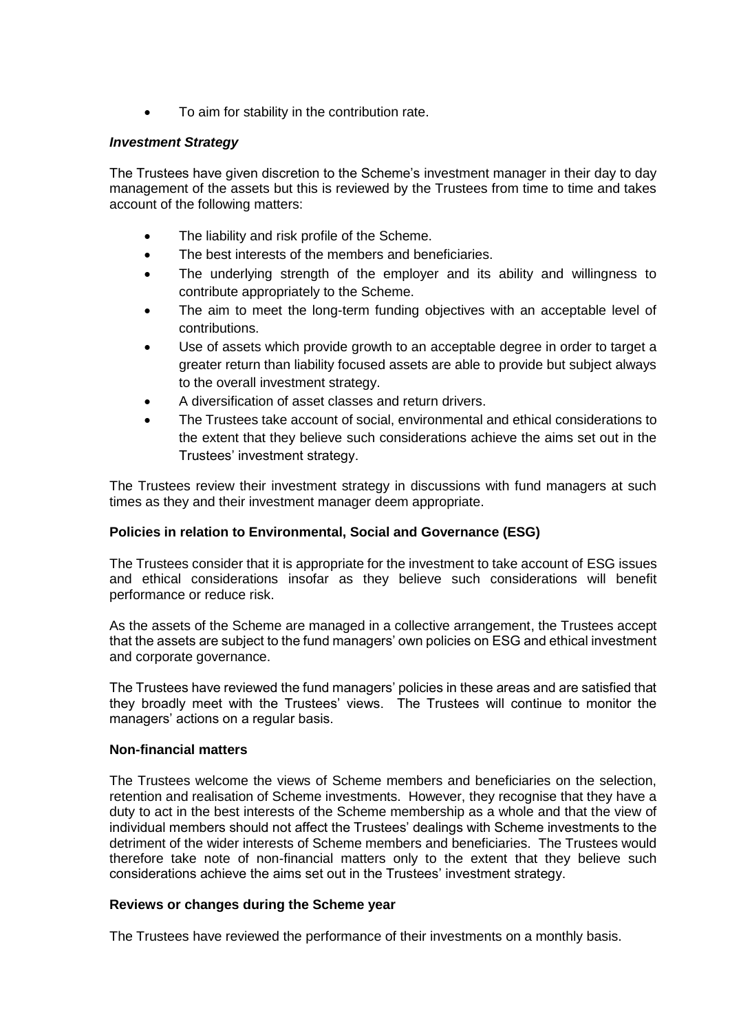- To aim for stability in the contribution rate.

***Investment Strategy***

The Trustees have given discretion to the Scheme's investment manager in their day to day management of the assets but this is reviewed by the Trustees from time to time and takes account of the following matters:

- The liability and risk profile of the Scheme.
- The best interests of the members and beneficiaries.
- The underlying strength of the employer and its ability and willingness to contribute appropriately to the Scheme.
- The aim to meet the long-term funding objectives with an acceptable level of contributions.
- Use of assets which provide growth to an acceptable degree in order to target a greater return than liability focused assets are able to provide but subject always to the overall investment strategy.
- A diversification of asset classes and return drivers.
- The Trustees take account of social, environmental and ethical considerations to the extent that they believe such considerations achieve the aims set out in the Trustees' investment strategy.

The Trustees review their investment strategy in discussions with fund managers at such times as they and their investment manager deem appropriate.

**Policies in relation to Environmental, Social and Governance (ESG)**

The Trustees consider that it is appropriate for the investment to take account of ESG issues and ethical considerations insofar as they believe such considerations will benefit performance or reduce risk.

As the assets of the Scheme are managed in a collective arrangement, the Trustees accept that the assets are subject to the fund managers' own policies on ESG and ethical investment and corporate governance.

The Trustees have reviewed the fund managers' policies in these areas and are satisfied that they broadly meet with the Trustees' views. The Trustees will continue to monitor the managers' actions on a regular basis.

**Non-financial matters**

The Trustees welcome the views of Scheme members and beneficiaries on the selection, retention and realisation of Scheme investments. However, they recognise that they have a duty to act in the best interests of the Scheme membership as a whole and that the view of individual members should not affect the Trustees' dealings with Scheme investments to the detriment of the wider interests of Scheme members and beneficiaries. The Trustees would therefore take note of non-financial matters only to the extent that they believe such considerations achieve the aims set out in the Trustees' investment strategy.

**Reviews or changes during the Scheme year**

The Trustees have reviewed the performance of their investments on a monthly basis.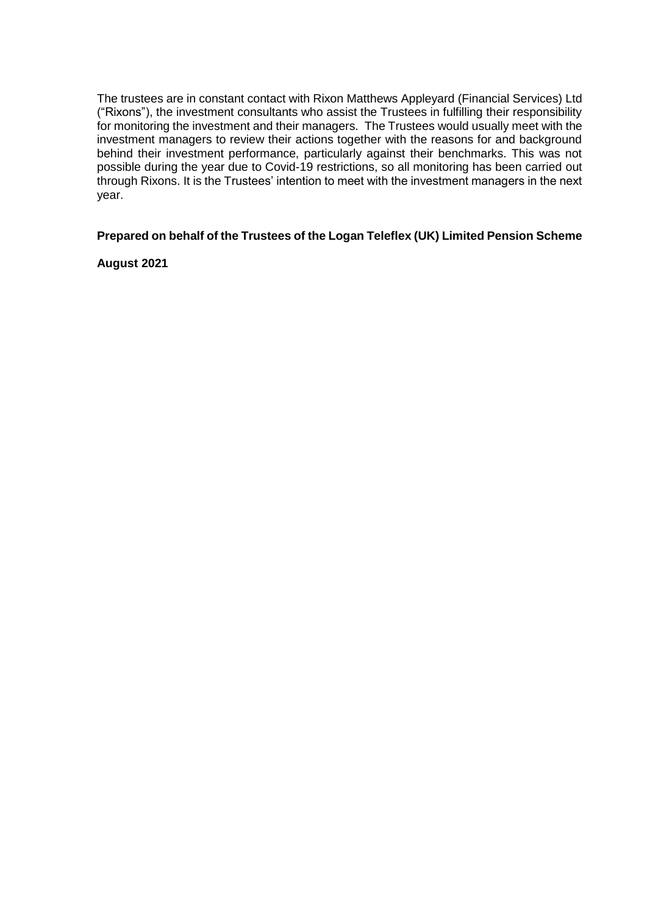The trustees are in constant contact with Rixon Matthews Appleyard (Financial Services) Ltd ("Rixons"), the investment consultants who assist the Trustees in fulfilling their responsibility for monitoring the investment and their managers. The Trustees would usually meet with the investment managers to review their actions together with the reasons for and background behind their investment performance, particularly against their benchmarks. This was not possible during the year due to Covid-19 restrictions, so all monitoring has been carried out through Rixons. It is the Trustees' intention to meet with the investment managers in the next year.

**Prepared on behalf of the Trustees of the Logan Teleflex (UK) Limited Pension Scheme**

**August 2021**